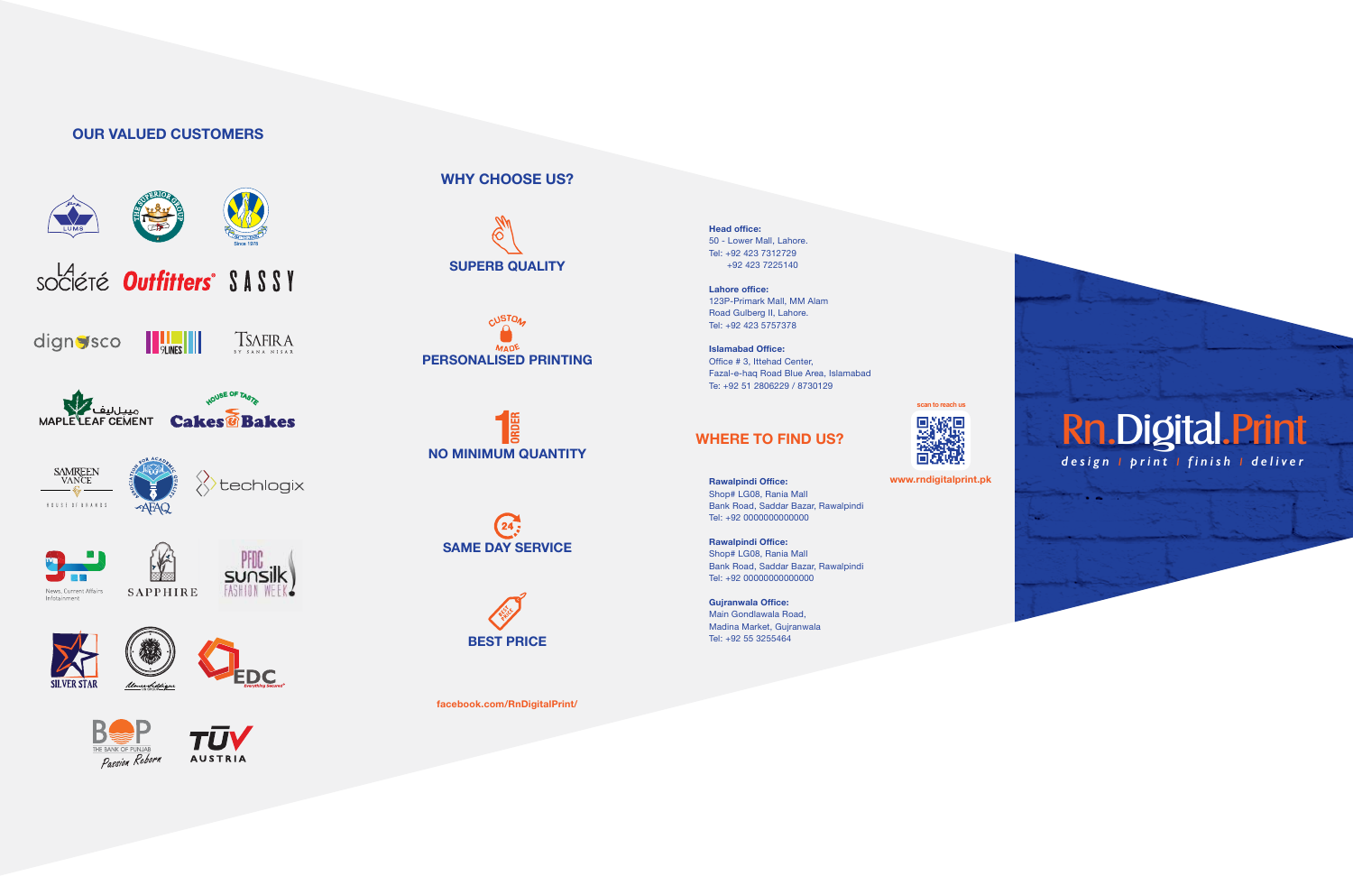## OUR VALUED CUSTOMERS

LUMS · The Superior Group · LA SOCIÉTÉ · Outfitters · SASSY · dignosco · 9LINES · TSAFIRA BY SANA NISAR · MAPLE LEAF CEMENT · House of Taste Cakes & Bakes · SAMREEN VANCE HOUSE OF BRANDS · AFAQ · techlogix · News, Current Affairs Infotainment · SAPPHIRE · PFDC Sunsilk Fashion Week · SILVER STAR · EDC · BOP THE BANK OF PUNJAB Passion Reborn · TÜV AUSTRIA

## WHY CHOOSE US?

**SUPERB QUALITY**

CUSTOM MADE
**PERSONALISED PRINTING**

1 ORDER
**NO MINIMUM QUANTITY**

24
**SAME DAY SERVICE**

BEST PRICE
**BEST PRICE**

facebook.com/RnDigitalPrint/

**Head office:**
50 - Lower Mall, Lahore.
Tel: +92 423 7312729
+92 423 7225140

**Lahore office:**
123P-Primark Mall, MM Alam
Road Gulberg II, Lahore.
Tel: +92 423 5757378

**Islamabad Office:**
Office # 3, Ittehad Center,
Fazal-e-haq Road Blue Area, Islamabad
Te: +92 51 2806229 / 8730129

## WHERE TO FIND US?

scan to reach us

www.rndigitalprint.pk

**Rawalpindi Office:**
Shop# LG08, Rania Mall
Bank Road, Saddar Bazar, Rawalpindi
Tel: +92 0000000000000

**Rawalpindi Office:**
Shop# LG08, Rania Mall
Bank Road, Saddar Bazar, Rawalpindi
Tel: +92 00000000000000

**Gujranwala Office:**
Main Gondlawala Road,
Madina Market, Gujranwala
Tel: +92 55 3255464

# Rn.Digital.Print

design | print | finish | deliver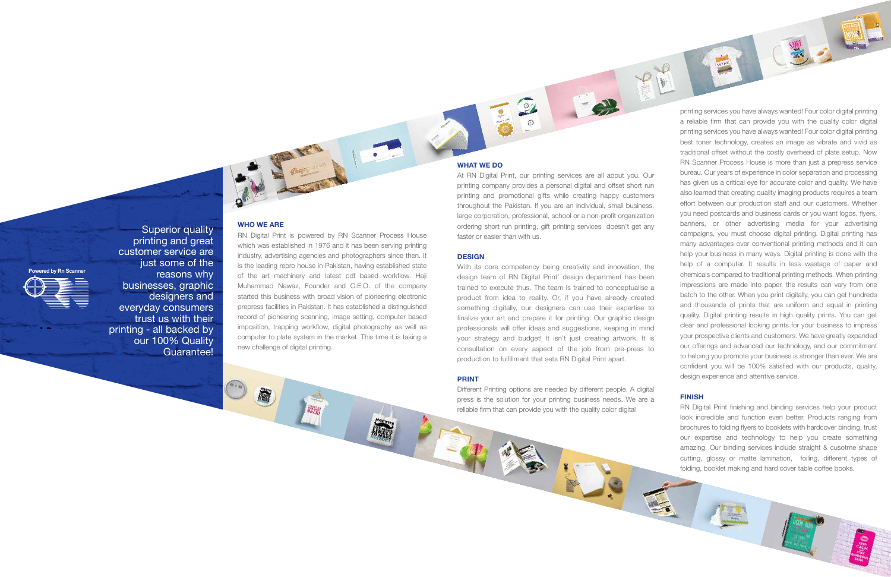Superior quality printing and great customer service are just some of the reasons why businesses, graphic designers and everyday consumers trust us with their printing - all backed by our 100% Quality Guarantee!

Powered by Rn Scanner

## WHO WE ARE

RN Digital Print is powered by RN Scanner Process House which was established in 1976 and it has been serving printing industry, advertising agencies and photographers since then. It is the leading repro house in Pakistan, having established state of the art machinery and latest pdf based workflow. Haji Muhammad Nawaz, Founder and C.E.O. of the company started this business with broad vision of pioneering electronic prepress facilities in Pakistan. It has established a distinguished record of pioneering scanning, image setting, computer based imposition, trapping workflow, digital photography as well as computer to plate system in the market. This time it is taking a new challenge of digital printing.

## WHAT WE DO

At RN Digital Print, our printing services are all about you. Our printing company provides a personal digital and offset short run printing and promotional gifts while creating happy customers throughout the Pakistan. If you are an individual, small business, large corporation, professional, school or a non-profit organization ordering short run printing, gift printing services doesn't get any faster or easier than with us.

## DESIGN

With its core competency being creativity and innovation, the design team of RN Digital Print' design department has been trained to execute thus. The team is trained to conceptualise a product from idea to reality. Or, if you have already created something digitally, our designers can use their expertise to finalize your art and prepare it for printing. Our graphic design professionals will offer ideas and suggestions, keeping in mind your strategy and budget! It isn't just creating artwork. It is consultation on every aspect of the job from pre-press to production to fulfillment that sets RN Digital Print apart.

## PRINT

Different Printing options are needed by different people. A digital press is the solution for your printing business needs. We are a reliable firm that can provide you with the quality color digital printing services you have always wanted! Four color digital printing a reliable firm that can provide you with the quality color digital printing services you have always wanted! Four color digital printing best toner technology, creates an image as vibrate and vivid as traditional offset without the costly overhead of plate setup. Now RN Scanner Process House is more than just a prepress service bureau. Our years of experience in color separation and processing has given us a critical eye for accurate color and quality. We have also learned that creating quality imaging products requires a team effort between our production staff and our customers. Whether you need postcards and business cards or you want logos, flyers, banners, or other advertising media for your advertising campaigns, you must choose digital printing. Digital printing has many advantages over conventional printing methods and it can help your business in many ways. Digital printing is done with the help of a computer. It results in less wastage of paper and chemicals compared to traditional printing methods. When printing impressions are made into paper, the results can vary from one batch to the other. When you print digitally, you can get hundreds and thousands of prints that are uniform and equal in printing quality. Digital printing results in high quality prints. You can get clear and professional looking prints for your business to impress your prospective clients and customers. We have greatly expanded our offerings and advanced our technology, and our commitment to helping you promote your business is stronger than ever. We are confident you will be 100% satisfied with our products, quality, design experience and attentive service.

## FINISH

RN Digital Print finishing and binding services help your product look incredible and function even better. Products ranging from brochures to folding flyers to booklets with hardcover binding, trust our expertise and technology to help you create something amazing. Our binding services include straight & cusotme shape cutting, glossy or matte lamination, foiling, different types of folding, booklet making and hard cover table coffee books.